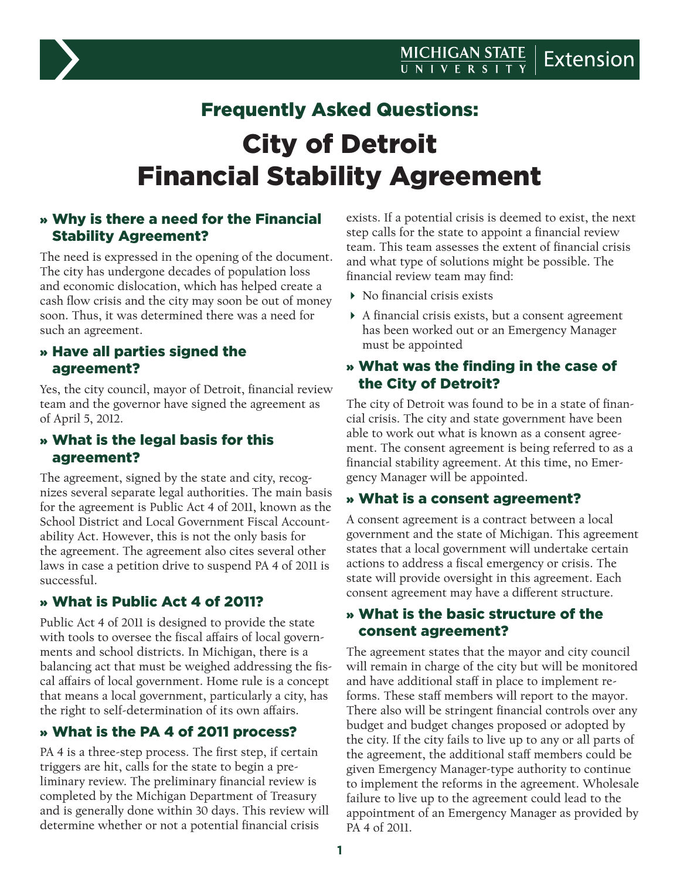Frequently Asked Questions:

# City of Detroit Financial Stability Agreement

## » Why is there a need for the Financial Stability Agreement?

The need is expressed in the opening of the document. The city has undergone decades of population loss and economic dislocation, which has helped create a cash flow crisis and the city may soon be out of money soon. Thus, it was determined there was a need for such an agreement.

## » Have all parties signed the agreement?

Yes, the city council, mayor of Detroit, financial review team and the governor have signed the agreement as of April 5, 2012.

## » What is the legal basis for this agreement?

The agreement, signed by the state and city, recognizes several separate legal authorities. The main basis for the agreement is Public Act 4 of 2011, known as the School District and Local Government Fiscal Accountability Act. However, this is not the only basis for the agreement. The agreement also cites several other laws in case a petition drive to suspend PA 4 of 2011 is successful.

## » What is Public Act 4 of 2011?

Public Act 4 of 2011 is designed to provide the state with tools to oversee the fiscal affairs of local governments and school districts. In Michigan, there is a balancing act that must be weighed addressing the fiscal affairs of local government. Home rule is a concept that means a local government, particularly a city, has the right to self-determination of its own affairs.

## » What is the PA 4 of 2011 process?

PA 4 is a three-step process. The first step, if certain triggers are hit, calls for the state to begin a preliminary review. The preliminary financial review is completed by the Michigan Department of Treasury and is generally done within 30 days. This review will determine whether or not a potential financial crisis exists. If a potential crisis is deemed to exist, the next step calls for the state to appoint a financial review team. This team assesses the extent of financial crisis and what type of solutions might be possible. The financial review team may find:

- No financial crisis exists
- A financial crisis exists, but a consent agreement has been worked out or an Emergency Manager must be appointed

## » What was the finding in the case of the City of Detroit?

The city of Detroit was found to be in a state of financial crisis. The city and state government have been able to work out what is known as a consent agreement. The consent agreement is being referred to as a financial stability agreement. At this time, no Emergency Manager will be appointed.

## » What is a consent agreement?

A consent agreement is a contract between a local government and the state of Michigan. This agreement states that a local government will undertake certain actions to address a fiscal emergency or crisis. The state will provide oversight in this agreement. Each consent agreement may have a different structure.

## » What is the basic structure of the consent agreement?

The agreement states that the mayor and city council will remain in charge of the city but will be monitored and have additional staff in place to implement reforms. These staff members will report to the mayor. There also will be stringent financial controls over any budget and budget changes proposed or adopted by the city. If the city fails to live up to any or all parts of the agreement, the additional staff members could be given Emergency Manager-type authority to continue to implement the reforms in the agreement. Wholesale failure to live up to the agreement could lead to the appointment of an Emergency Manager as provided by PA 4 of 2011.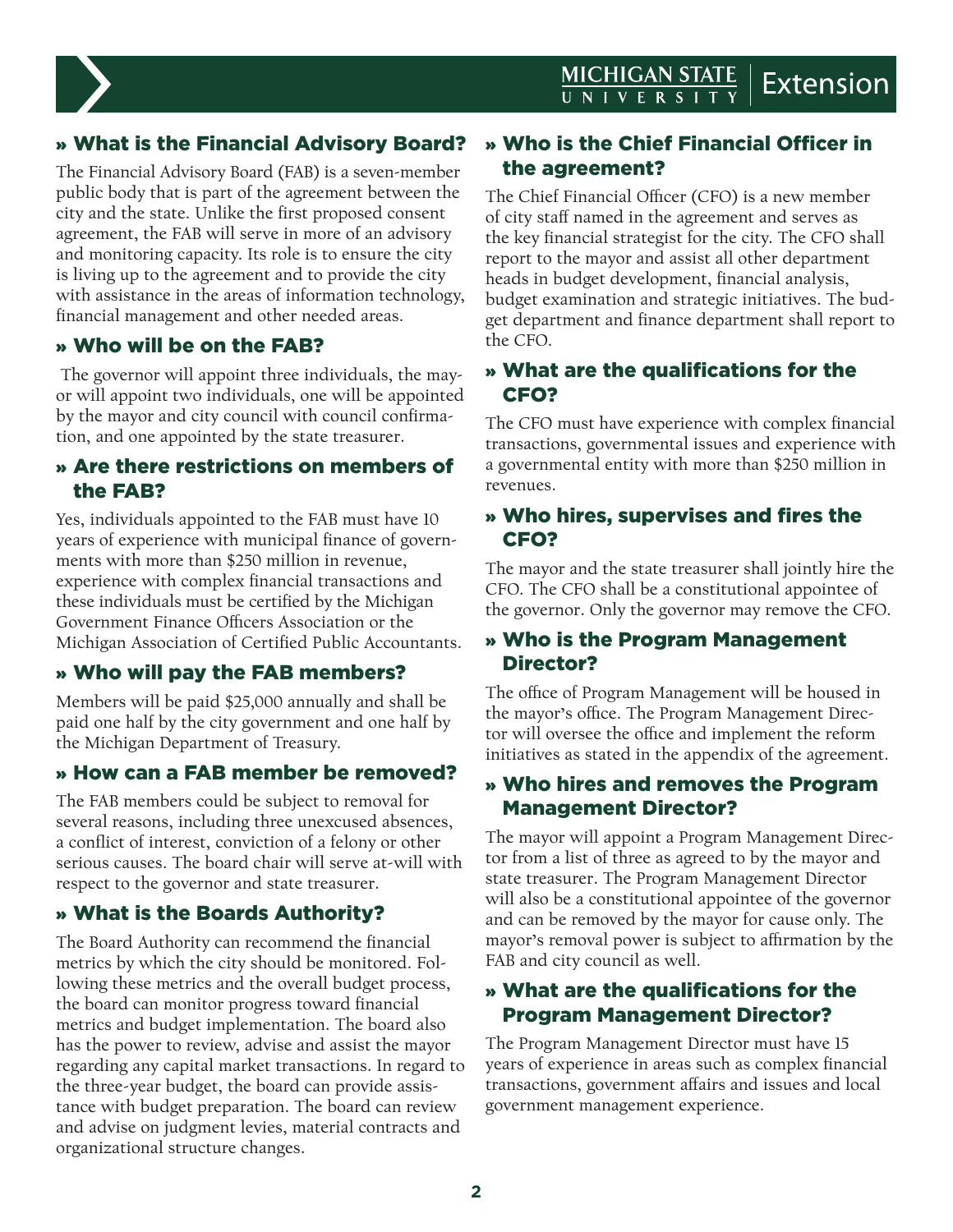## » What is the Financial Advisory Board?

The Financial Advisory Board (FAB) is a seven-member public body that is part of the agreement between the city and the state. Unlike the first proposed consent agreement, the FAB will serve in more of an advisory and monitoring capacity. Its role is to ensure the city is living up to the agreement and to provide the city with assistance in the areas of information technology, financial management and other needed areas.

## » Who will be on the FAB?

The governor will appoint three individuals, the mayor will appoint two individuals, one will be appointed by the mayor and city council with council confirmation, and one appointed by the state treasurer.

## » Are there restrictions on members of the FAB?

Yes, individuals appointed to the FAB must have 10 years of experience with municipal finance of governments with more than $250 million in revenue, experience with complex financial transactions and these individuals must be certified by the Michigan Government Finance Officers Association or the Michigan Association of Certified Public Accountants.

## » Who will pay the FAB members?

Members will be paid $25,000 annually and shall be paid one half by the city government and one half by the Michigan Department of Treasury.

## » How can a FAB member be removed?

The FAB members could be subject to removal for several reasons, including three unexcused absences, a conflict of interest, conviction of a felony or other serious causes. The board chair will serve at-will with respect to the governor and state treasurer.

## » What is the Boards Authority?

The Board Authority can recommend the financial metrics by which the city should be monitored. Following these metrics and the overall budget process, the board can monitor progress toward financial metrics and budget implementation. The board also has the power to review, advise and assist the mayor regarding any capital market transactions. In regard to the three-year budget, the board can provide assistance with budget preparation. The board can review and advise on judgment levies, material contracts and organizational structure changes.

## » Who is the Chief Financial Officer in the agreement?

The Chief Financial Officer (CFO) is a new member of city staff named in the agreement and serves as the key financial strategist for the city. The CFO shall report to the mayor and assist all other department heads in budget development, financial analysis, budget examination and strategic initiatives. The budget department and finance department shall report to the CFO.

## » What are the qualifications for the CFO?

The CFO must have experience with complex financial transactions, governmental issues and experience with a governmental entity with more than $250 million in revenues.

## » Who hires, supervises and fires the CFO?

The mayor and the state treasurer shall jointly hire the CFO. The CFO shall be a constitutional appointee of the governor. Only the governor may remove the CFO.

## » Who is the Program Management Director?

The office of Program Management will be housed in the mayor's office. The Program Management Director will oversee the office and implement the reform initiatives as stated in the appendix of the agreement.

## » Who hires and removes the Program Management Director?

The mayor will appoint a Program Management Director from a list of three as agreed to by the mayor and state treasurer. The Program Management Director will also be a constitutional appointee of the governor and can be removed by the mayor for cause only. The mayor's removal power is subject to affirmation by the FAB and city council as well.

## » What are the qualifications for the Program Management Director?

The Program Management Director must have 15 years of experience in areas such as complex financial transactions, government affairs and issues and local government management experience.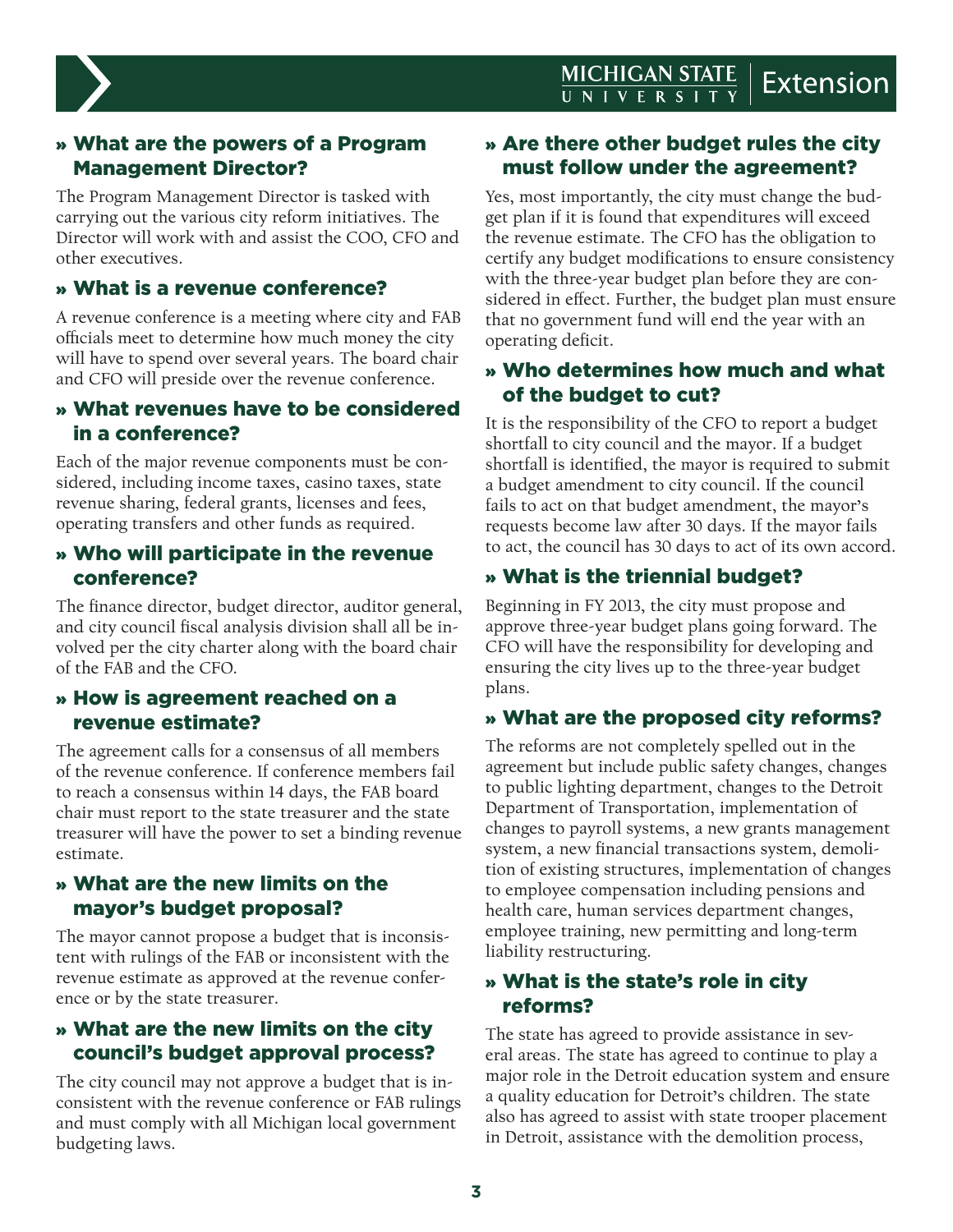## » What are the powers of a Program Management Director?

The Program Management Director is tasked with carrying out the various city reform initiatives. The Director will work with and assist the COO, CFO and other executives.

## » What is a revenue conference?

A revenue conference is a meeting where city and FAB officials meet to determine how much money the city will have to spend over several years. The board chair and CFO will preside over the revenue conference.

## » What revenues have to be considered in a conference?

Each of the major revenue components must be considered, including income taxes, casino taxes, state revenue sharing, federal grants, licenses and fees, operating transfers and other funds as required.

## » Who will participate in the revenue conference?

The finance director, budget director, auditor general, and city council fiscal analysis division shall all be involved per the city charter along with the board chair of the FAB and the CFO.

## » How is agreement reached on a revenue estimate?

The agreement calls for a consensus of all members of the revenue conference. If conference members fail to reach a consensus within 14 days, the FAB board chair must report to the state treasurer and the state treasurer will have the power to set a binding revenue estimate.

## » What are the new limits on the mayor's budget proposal?

The mayor cannot propose a budget that is inconsistent with rulings of the FAB or inconsistent with the revenue estimate as approved at the revenue conference or by the state treasurer.

## » What are the new limits on the city council's budget approval process?

The city council may not approve a budget that is inconsistent with the revenue conference or FAB rulings and must comply with all Michigan local government budgeting laws.

## » Are there other budget rules the city must follow under the agreement?

Yes, most importantly, the city must change the budget plan if it is found that expenditures will exceed the revenue estimate. The CFO has the obligation to certify any budget modifications to ensure consistency with the three-year budget plan before they are considered in effect. Further, the budget plan must ensure that no government fund will end the year with an operating deficit.

## » Who determines how much and what of the budget to cut?

It is the responsibility of the CFO to report a budget shortfall to city council and the mayor. If a budget shortfall is identified, the mayor is required to submit a budget amendment to city council. If the council fails to act on that budget amendment, the mayor's requests become law after 30 days. If the mayor fails to act, the council has 30 days to act of its own accord.

## » What is the triennial budget?

Beginning in FY 2013, the city must propose and approve three-year budget plans going forward. The CFO will have the responsibility for developing and ensuring the city lives up to the three-year budget plans.

## » What are the proposed city reforms?

The reforms are not completely spelled out in the agreement but include public safety changes, changes to public lighting department, changes to the Detroit Department of Transportation, implementation of changes to payroll systems, a new grants management system, a new financial transactions system, demolition of existing structures, implementation of changes to employee compensation including pensions and health care, human services department changes, employee training, new permitting and long-term liability restructuring.

## » What is the state's role in city reforms?

The state has agreed to provide assistance in several areas. The state has agreed to continue to play a major role in the Detroit education system and ensure a quality education for Detroit's children. The state also has agreed to assist with state trooper placement in Detroit, assistance with the demolition process,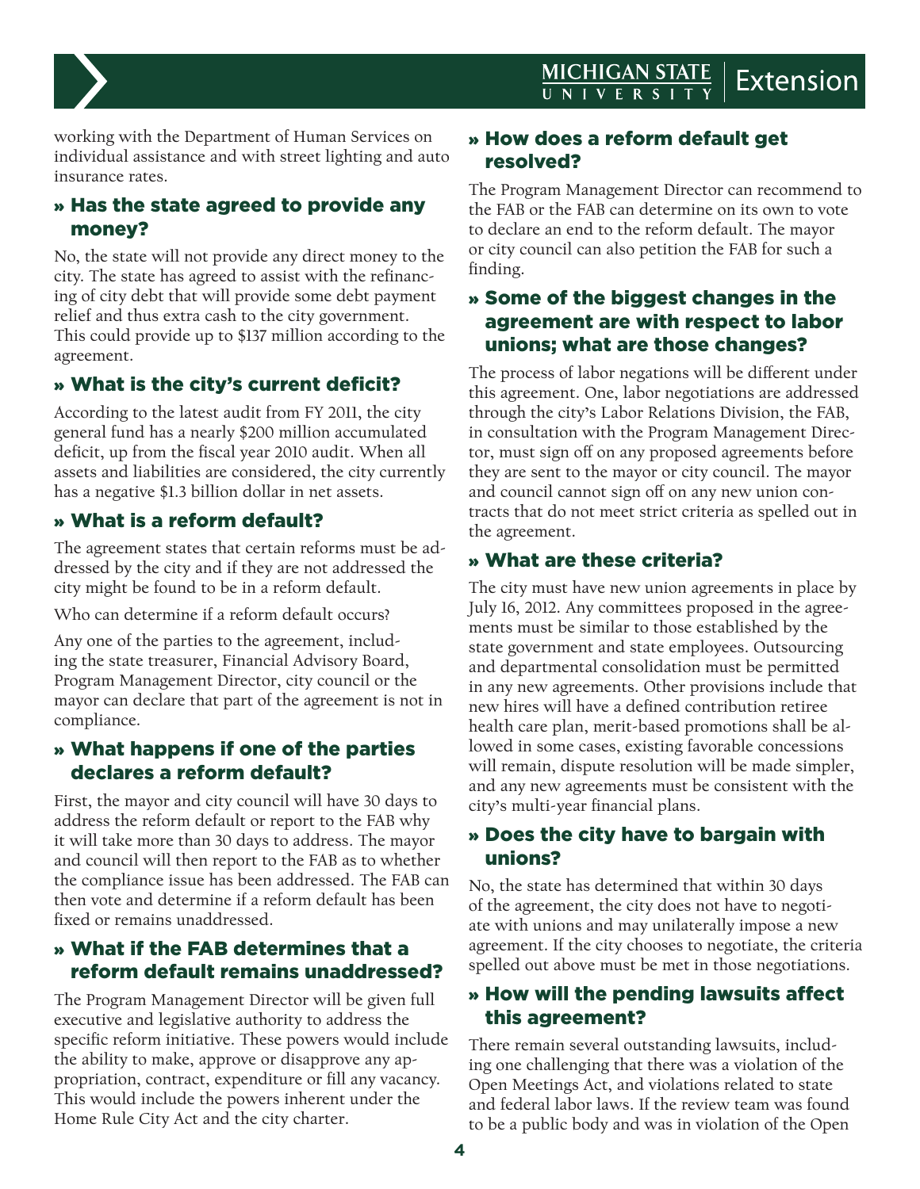working with the Department of Human Services on individual assistance and with street lighting and auto insurance rates.

## » Has the state agreed to provide any money?

No, the state will not provide any direct money to the city. The state has agreed to assist with the refinancing of city debt that will provide some debt payment relief and thus extra cash to the city government. This could provide up to $137 million according to the agreement.

## » What is the city's current deficit?

According to the latest audit from FY 2011, the city general fund has a nearly $200 million accumulated deficit, up from the fiscal year 2010 audit. When all assets and liabilities are considered, the city currently has a negative $1.3 billion dollar in net assets.

## » What is a reform default?

The agreement states that certain reforms must be addressed by the city and if they are not addressed the city might be found to be in a reform default.

Who can determine if a reform default occurs?

Any one of the parties to the agreement, including the state treasurer, Financial Advisory Board, Program Management Director, city council or the mayor can declare that part of the agreement is not in compliance.

## » What happens if one of the parties declares a reform default?

First, the mayor and city council will have 30 days to address the reform default or report to the FAB why it will take more than 30 days to address. The mayor and council will then report to the FAB as to whether the compliance issue has been addressed. The FAB can then vote and determine if a reform default has been fixed or remains unaddressed.

## » What if the FAB determines that a reform default remains unaddressed?

The Program Management Director will be given full executive and legislative authority to address the specific reform initiative. These powers would include the ability to make, approve or disapprove any appropriation, contract, expenditure or fill any vacancy. This would include the powers inherent under the Home Rule City Act and the city charter.

## » How does a reform default get resolved?

The Program Management Director can recommend to the FAB or the FAB can determine on its own to vote to declare an end to the reform default. The mayor or city council can also petition the FAB for such a finding.

## » Some of the biggest changes in the agreement are with respect to labor unions; what are those changes?

The process of labor negations will be different under this agreement. One, labor negotiations are addressed through the city's Labor Relations Division, the FAB, in consultation with the Program Management Director, must sign off on any proposed agreements before they are sent to the mayor or city council. The mayor and council cannot sign off on any new union contracts that do not meet strict criteria as spelled out in the agreement.

## » What are these criteria?

The city must have new union agreements in place by July 16, 2012. Any committees proposed in the agreements must be similar to those established by the state government and state employees. Outsourcing and departmental consolidation must be permitted in any new agreements. Other provisions include that new hires will have a defined contribution retiree health care plan, merit-based promotions shall be allowed in some cases, existing favorable concessions will remain, dispute resolution will be made simpler, and any new agreements must be consistent with the city's multi-year financial plans.

## » Does the city have to bargain with unions?

No, the state has determined that within 30 days of the agreement, the city does not have to negotiate with unions and may unilaterally impose a new agreement. If the city chooses to negotiate, the criteria spelled out above must be met in those negotiations.

## » How will the pending lawsuits affect this agreement?

There remain several outstanding lawsuits, including one challenging that there was a violation of the Open Meetings Act, and violations related to state and federal labor laws. If the review team was found to be a public body and was in violation of the Open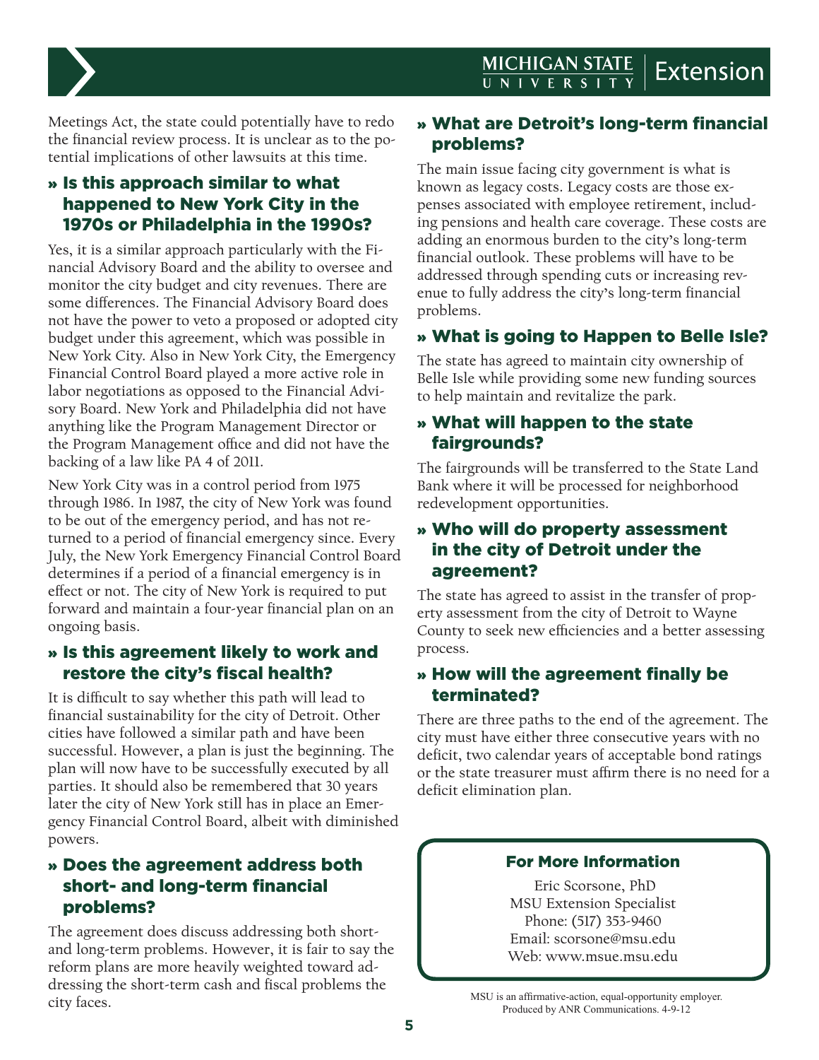Meetings Act, the state could potentially have to redo the financial review process. It is unclear as to the potential implications of other lawsuits at this time.

## » Is this approach similar to what happened to New York City in the 1970s or Philadelphia in the 1990s?

Yes, it is a similar approach particularly with the Financial Advisory Board and the ability to oversee and monitor the city budget and city revenues. There are some differences. The Financial Advisory Board does not have the power to veto a proposed or adopted city budget under this agreement, which was possible in New York City. Also in New York City, the Emergency Financial Control Board played a more active role in labor negotiations as opposed to the Financial Advisory Board. New York and Philadelphia did not have anything like the Program Management Director or the Program Management office and did not have the backing of a law like PA 4 of 2011.

New York City was in a control period from 1975 through 1986. In 1987, the city of New York was found to be out of the emergency period, and has not returned to a period of financial emergency since. Every July, the New York Emergency Financial Control Board determines if a period of a financial emergency is in effect or not. The city of New York is required to put forward and maintain a four-year financial plan on an ongoing basis.

## » Is this agreement likely to work and restore the city's fiscal health?

It is difficult to say whether this path will lead to financial sustainability for the city of Detroit. Other cities have followed a similar path and have been successful. However, a plan is just the beginning. The plan will now have to be successfully executed by all parties. It should also be remembered that 30 years later the city of New York still has in place an Emergency Financial Control Board, albeit with diminished powers.

## » Does the agreement address both short- and long-term financial problems?

The agreement does discuss addressing both short- and long-term problems. However, it is fair to say the reform plans are more heavily weighted toward addressing the short-term cash and fiscal problems the city faces.

## » What are Detroit's long-term financial problems?

The main issue facing city government is what is known as legacy costs. Legacy costs are those expenses associated with employee retirement, including pensions and health care coverage. These costs are adding an enormous burden to the city's long-term financial outlook. These problems will have to be addressed through spending cuts or increasing revenue to fully address the city's long-term financial problems.

## » What is going to Happen to Belle Isle?

The state has agreed to maintain city ownership of Belle Isle while providing some new funding sources to help maintain and revitalize the park.

## » What will happen to the state fairgrounds?

The fairgrounds will be transferred to the State Land Bank where it will be processed for neighborhood redevelopment opportunities.

## » Who will do property assessment in the city of Detroit under the agreement?

The state has agreed to assist in the transfer of property assessment from the city of Detroit to Wayne County to seek new efficiencies and a better assessing process.

## » How will the agreement finally be terminated?

There are three paths to the end of the agreement. The city must have either three consecutive years with no deficit, two calendar years of acceptable bond ratings or the state treasurer must affirm there is no need for a deficit elimination plan.

### For More Information

Eric Scorsone, PhD
MSU Extension Specialist
Phone: (517) 353-9460
Email: scorsone@msu.edu
Web: www.msue.msu.edu

MSU is an affirmative-action, equal-opportunity employer. Produced by ANR Communications. 4-9-12